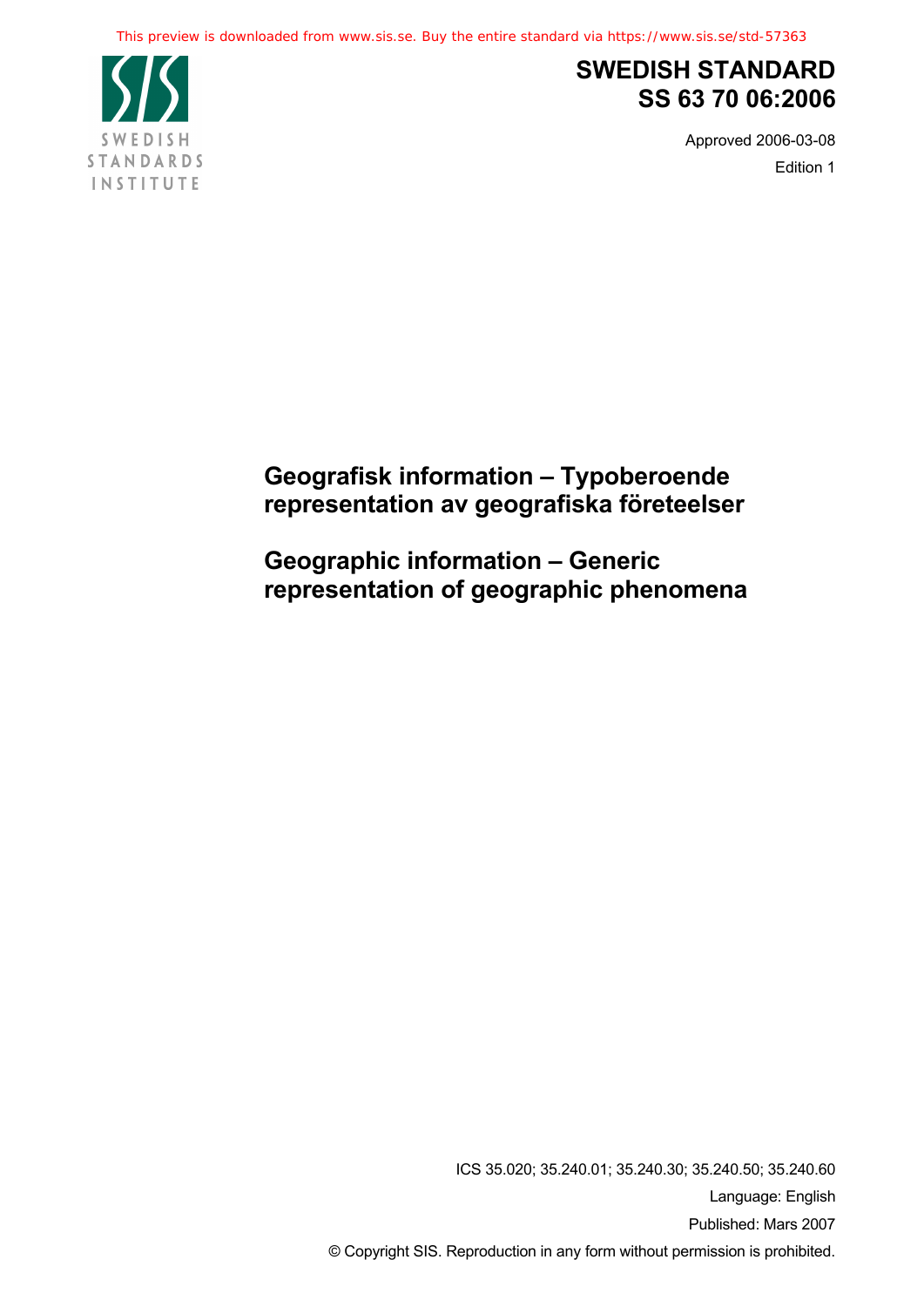This preview is downloaded from www.sis.se. Buy the entire standard via https://www.sis.se/std-57363

SWEDISH STANDARDS INSTITUTE

# SWEDISH STANDARD
# SS 63 70 06:2006

Approved 2006-03-08

Edition 1

## Geografisk information – Typoberoende representation av geografiska företeelser

## Geographic information – Generic representation of geographic phenomena

ICS 35.020; 35.240.01; 35.240.30; 35.240.50; 35.240.60

Language: English

Published: Mars 2007

© Copyright SIS. Reproduction in any form without permission is prohibited.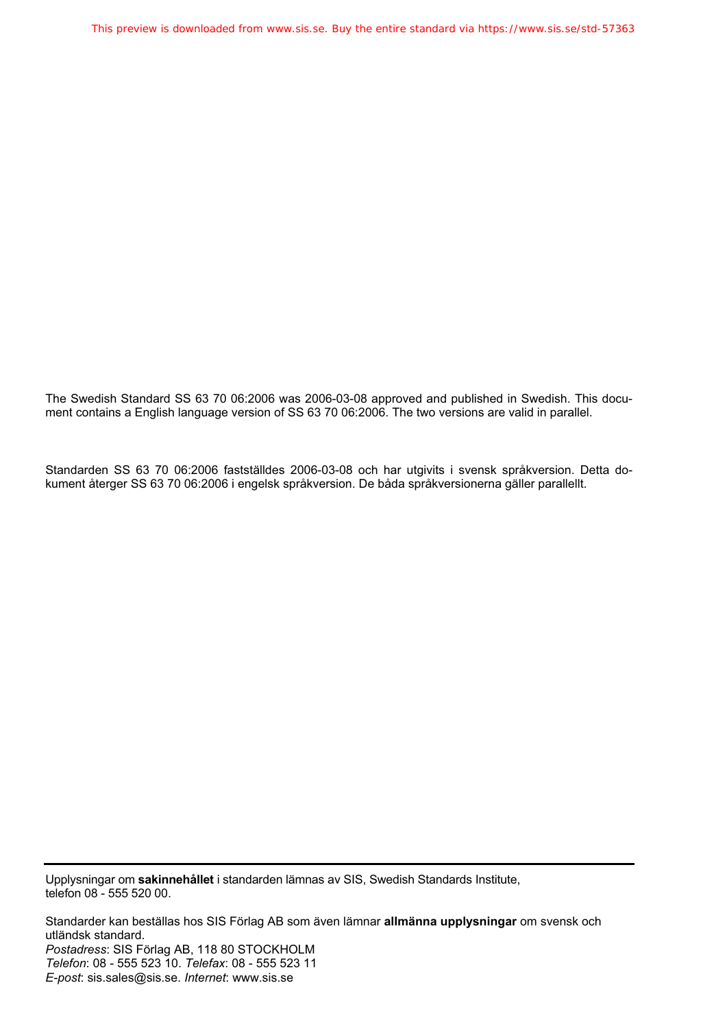The Swedish Standard SS 63 70 06:2006 was 2006-03-08 approved and published in Swedish. This document contains a English language version of SS 63 70 06:2006. The two versions are valid in parallel.

Standarden SS 63 70 06:2006 fastställdes 2006-03-08 och har utgivits i svensk språkversion. Detta dokument återger SS 63 70 06:2006 i engelsk språkversion. De båda språkversionerna gäller parallellt.

---

Upplysningar om **sakinnehållet** i standarden lämnas av SIS, Swedish Standards Institute, telefon 08 - 555 520 00.

Standarder kan beställas hos SIS Förlag AB som även lämnar **allmänna upplysningar** om svensk och utländsk standard.
*Postadress*: SIS Förlag AB, 118 80 STOCKHOLM
*Telefon*: 08 - 555 523 10. *Telefax*: 08 - 555 523 11
*E-post*: sis.sales@sis.se. *Internet*: www.sis.se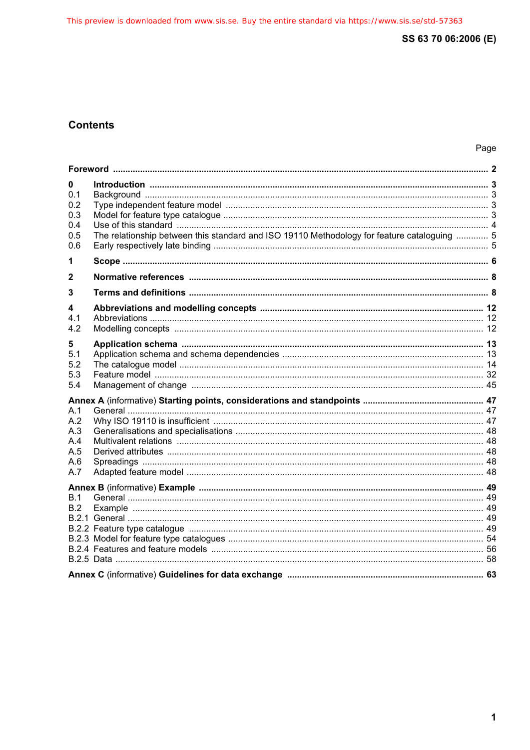## Contents

| | | Page |
|---|---|---|
| **Foreword** | | **2** |
| **0** | **Introduction** | **3** |
| 0.1 | Background | 3 |
| 0.2 | Type independent feature model | 3 |
| 0.3 | Model for feature type catalogue | 3 |
| 0.4 | Use of this standard | 4 |
| 0.5 | The relationship between this standard and ISO 19110 Methodology for feature cataloguing | 5 |
| 0.6 | Early respectively late binding | 5 |
| **1** | **Scope** | **6** |
| **2** | **Normative references** | **8** |
| **3** | **Terms and definitions** | **8** |
| **4** | **Abbreviations and modelling concepts** | **12** |
| 4.1 | Abbreviations | 12 |
| 4.2 | Modelling concepts | 12 |
| **5** | **Application schema** | **13** |
| 5.1 | Application schema and schema dependencies | 13 |
| 5.2 | The catalogue model | 14 |
| 5.3 | Feature model | 32 |
| 5.4 | Management of change | 45 |
| **Annex A** (informative) **Starting points, considerations and standpoints** | | **47** |
| A.1 | General | 47 |
| A.2 | Why ISO 19110 is insufficient | 47 |
| A.3 | Generalisations and specialisations | 48 |
| A.4 | Multivalent relations | 48 |
| A.5 | Derived attributes | 48 |
| A.6 | Spreadings | 48 |
| A.7 | Adapted feature model | 48 |
| **Annex B** (informative) **Example** | | **49** |
| B.1 | General | 49 |
| B.2 | Example | 49 |
| B.2.1 | General | 49 |
| B.2.2 | Feature type catalogue | 49 |
| B.2.3 | Model for feature type catalogues | 54 |
| B.2.4 | Features and feature models | 56 |
| B.2.5 | Data | 58 |
| **Annex C** (informative) **Guidelines for data exchange** | | **63** |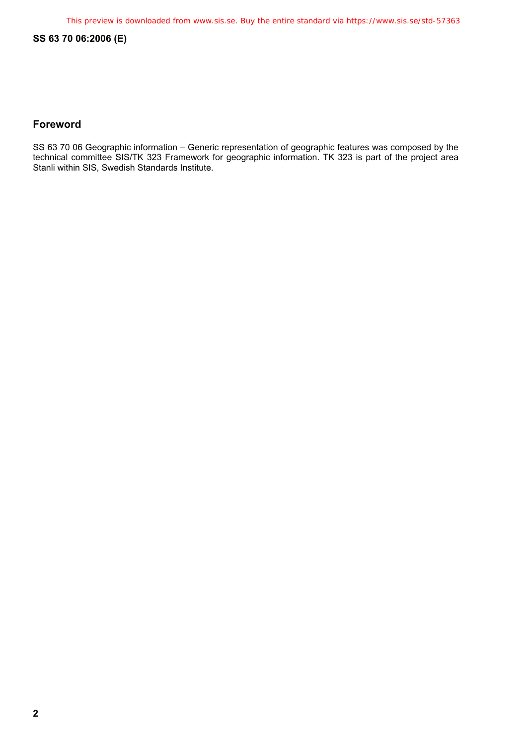## Foreword

SS 63 70 06 Geographic information – Generic representation of geographic features was composed by the technical committee SIS/TK 323 Framework for geographic information. TK 323 is part of the project area Stanli within SIS, Swedish Standards Institute.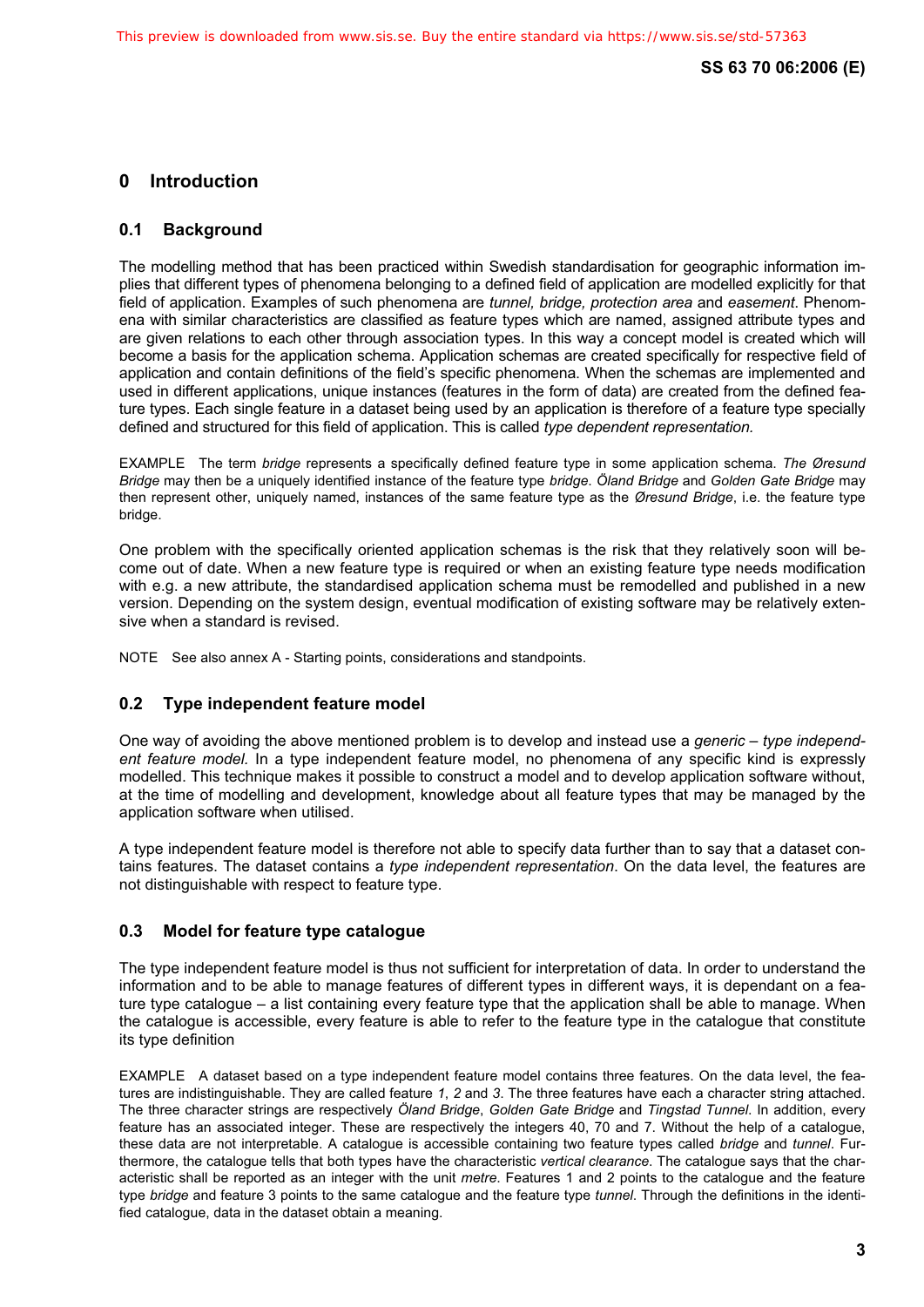## 0 Introduction

### 0.1 Background

The modelling method that has been practiced within Swedish standardisation for geographic information implies that different types of phenomena belonging to a defined field of application are modelled explicitly for that field of application. Examples of such phenomena are *tunnel, bridge, protection area* and *easement*. Phenomena with similar characteristics are classified as feature types which are named, assigned attribute types and are given relations to each other through association types. In this way a concept model is created which will become a basis for the application schema. Application schemas are created specifically for respective field of application and contain definitions of the field's specific phenomena. When the schemas are implemented and used in different applications, unique instances (features in the form of data) are created from the defined feature types. Each single feature in a dataset being used by an application is therefore of a feature type specially defined and structured for this field of application. This is called *type dependent representation.*

EXAMPLE The term *bridge* represents a specifically defined feature type in some application schema. *The Øresund Bridge* may then be a uniquely identified instance of the feature type *bridge*. *Öland Bridge* and *Golden Gate Bridge* may then represent other, uniquely named, instances of the same feature type as the *Øresund Bridge*, i.e. the feature type bridge.

One problem with the specifically oriented application schemas is the risk that they relatively soon will become out of date. When a new feature type is required or when an existing feature type needs modification with e.g. a new attribute, the standardised application schema must be remodelled and published in a new version. Depending on the system design, eventual modification of existing software may be relatively extensive when a standard is revised.

NOTE See also annex A - Starting points, considerations and standpoints.

### 0.2 Type independent feature model

One way of avoiding the above mentioned problem is to develop and instead use a *generic – type independent feature model.* In a type independent feature model, no phenomena of any specific kind is expressly modelled. This technique makes it possible to construct a model and to develop application software without, at the time of modelling and development, knowledge about all feature types that may be managed by the application software when utilised.

A type independent feature model is therefore not able to specify data further than to say that a dataset contains features. The dataset contains a *type independent representation*. On the data level, the features are not distinguishable with respect to feature type.

### 0.3 Model for feature type catalogue

The type independent feature model is thus not sufficient for interpretation of data. In order to understand the information and to be able to manage features of different types in different ways, it is dependant on a feature type catalogue – a list containing every feature type that the application shall be able to manage. When the catalogue is accessible, every feature is able to refer to the feature type in the catalogue that constitute its type definition

EXAMPLE A dataset based on a type independent feature model contains three features. On the data level, the features are indistinguishable. They are called feature *1*, *2* and *3*. The three features have each a character string attached. The three character strings are respectively *Öland Bridge*, *Golden Gate Bridge* and *Tingstad Tunnel*. In addition, every feature has an associated integer. These are respectively the integers 40, 70 and 7. Without the help of a catalogue, these data are not interpretable. A catalogue is accessible containing two feature types called *bridge* and *tunnel*. Furthermore, the catalogue tells that both types have the characteristic *vertical clearance*. The catalogue says that the characteristic shall be reported as an integer with the unit *metre*. Features 1 and 2 points to the catalogue and the feature type *bridge* and feature 3 points to the same catalogue and the feature type *tunnel*. Through the definitions in the identified catalogue, data in the dataset obtain a meaning.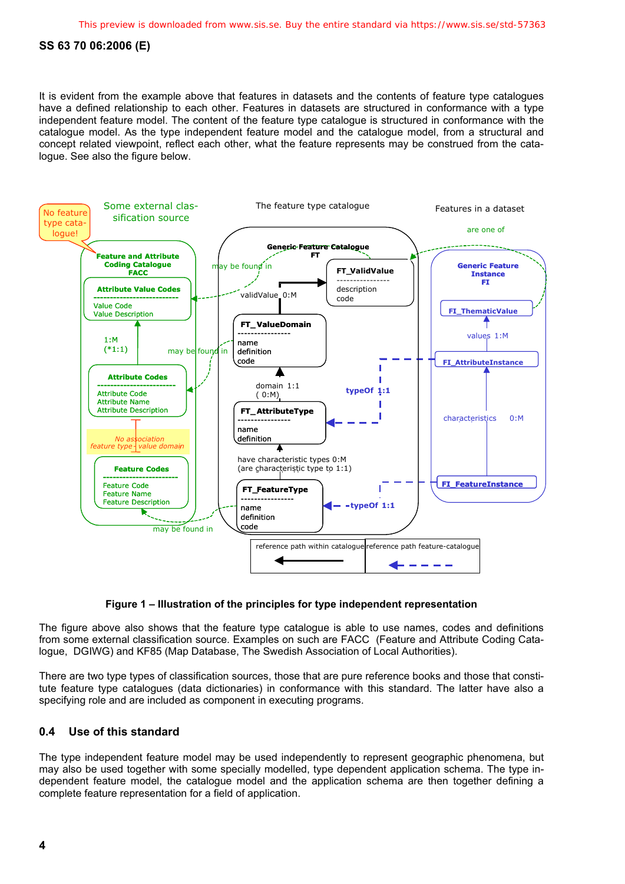It is evident from the example above that features in datasets and the contents of feature type catalogues have a defined relationship to each other. Features in datasets are structured in conformance with a type independent feature model. The content of the feature type catalogue is structured in conformance with the catalogue model. As the type independent feature model and the catalogue model, from a structural and concept related viewpoint, reflect each other, what the feature represents may be construed from the catalogue. See also the figure below.

No feature type catalogue!

Some external classification source

The feature type catalogue

Features in a dataset

Feature and Attribute Coding Catalogue FACC

Attribute Value Codes
Value Code
Value Description

1:M
(*1:1)

Attribute Codes
Attribute Code
Attribute Name
Attribute Description

No association feature type - value domain

Feature Codes
Feature Code
Feature Name
Feature Description

Generic Feature Catalogue FT

may be found in

FT_ValidValue
description
code

validValue 0:M

FT_ValueDomain
name
definition
code

may be found in

domain 1:1
( 0:M)

FT_AttributeType
name
definition

have characteristic types 0:M
(are characteristic type to 1:1)

FT_FeatureType
name
definition
code

may be found in

typeOf 1:1

typeOf 1:1

are one of

Generic Feature Instance FI

FI_ThematicValue

values 1:M

FI_AttributeInstance

characteristics 0:M

FI_FeatureInstance

| reference path within catalogue | reference path feature-catalogue |
|---|---|
| ← | ← – – – – |

**Figure 1 – Illustration of the principles for type independent representation**

The figure above also shows that the feature type catalogue is able to use names, codes and definitions from some external classification source. Examples on such are FACC (Feature and Attribute Coding Catalogue, DGIWG) and KF85 (Map Database, The Swedish Association of Local Authorities).

There are two type types of classification sources, those that are pure reference books and those that constitute feature type catalogues (data dictionaries) in conformance with this standard. The latter have also a specifying role and are included as component in executing programs.

## 0.4 Use of this standard

The type independent feature model may be used independently to represent geographic phenomena, but may also be used together with some specially modelled, type dependent application schema. The type independent feature model, the catalogue model and the application schema are then together defining a complete feature representation for a field of application.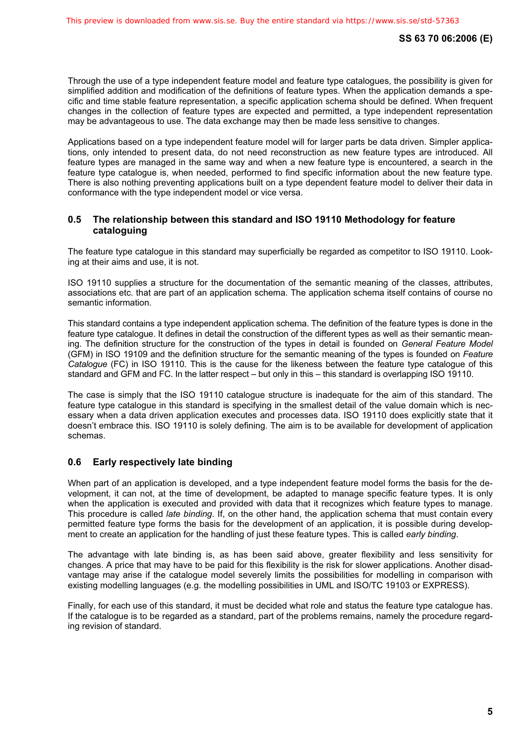Through the use of a type independent feature model and feature type catalogues, the possibility is given for simplified addition and modification of the definitions of feature types. When the application demands a specific and time stable feature representation, a specific application schema should be defined. When frequent changes in the collection of feature types are expected and permitted, a type independent representation may be advantageous to use. The data exchange may then be made less sensitive to changes.

Applications based on a type independent feature model will for larger parts be data driven. Simpler applications, only intended to present data, do not need reconstruction as new feature types are introduced. All feature types are managed in the same way and when a new feature type is encountered, a search in the feature type catalogue is, when needed, performed to find specific information about the new feature type. There is also nothing preventing applications built on a type dependent feature model to deliver their data in conformance with the type independent model or vice versa.

## 0.5 The relationship between this standard and ISO 19110 Methodology for feature cataloguing

The feature type catalogue in this standard may superficially be regarded as competitor to ISO 19110. Looking at their aims and use, it is not.

ISO 19110 supplies a structure for the documentation of the semantic meaning of the classes, attributes, associations etc. that are part of an application schema. The application schema itself contains of course no semantic information.

This standard contains a type independent application schema. The definition of the feature types is done in the feature type catalogue. It defines in detail the construction of the different types as well as their semantic meaning. The definition structure for the construction of the types in detail is founded on *General Feature Model* (GFM) in ISO 19109 and the definition structure for the semantic meaning of the types is founded on *Feature Catalogue* (FC) in ISO 19110. This is the cause for the likeness between the feature type catalogue of this standard and GFM and FC. In the latter respect – but only in this – this standard is overlapping ISO 19110.

The case is simply that the ISO 19110 catalogue structure is inadequate for the aim of this standard. The feature type catalogue in this standard is specifying in the smallest detail of the value domain which is necessary when a data driven application executes and processes data. ISO 19110 does explicitly state that it doesn't embrace this. ISO 19110 is solely defining. The aim is to be available for development of application schemas.

## 0.6 Early respectively late binding

When part of an application is developed, and a type independent feature model forms the basis for the development, it can not, at the time of development, be adapted to manage specific feature types. It is only when the application is executed and provided with data that it recognizes which feature types to manage. This procedure is called *late binding*. If, on the other hand, the application schema that must contain every permitted feature type forms the basis for the development of an application, it is possible during development to create an application for the handling of just these feature types. This is called *early binding*.

The advantage with late binding is, as has been said above, greater flexibility and less sensitivity for changes. A price that may have to be paid for this flexibility is the risk for slower applications. Another disadvantage may arise if the catalogue model severely limits the possibilities for modelling in comparison with existing modelling languages (e.g. the modelling possibilities in UML and ISO/TC 19103 or EXPRESS).

Finally, for each use of this standard, it must be decided what role and status the feature type catalogue has. If the catalogue is to be regarded as a standard, part of the problems remains, namely the procedure regarding revision of standard.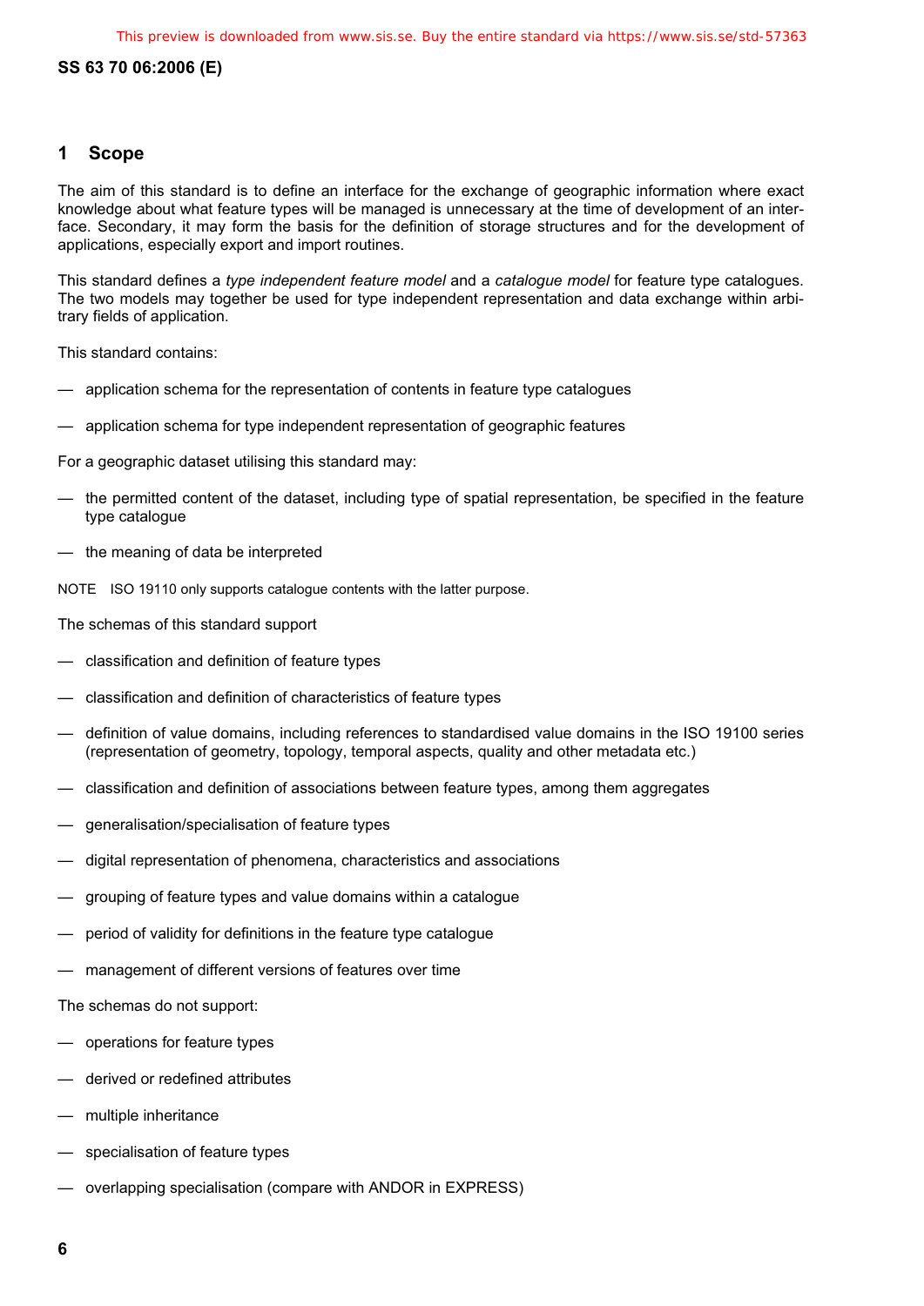## 1 Scope

The aim of this standard is to define an interface for the exchange of geographic information where exact knowledge about what feature types will be managed is unnecessary at the time of development of an interface. Secondary, it may form the basis for the definition of storage structures and for the development of applications, especially export and import routines.

This standard defines a *type independent feature model* and a *catalogue model* for feature type catalogues. The two models may together be used for type independent representation and data exchange within arbitrary fields of application.

This standard contains:

- application schema for the representation of contents in feature type catalogues
- application schema for type independent representation of geographic features

For a geographic dataset utilising this standard may:

- the permitted content of the dataset, including type of spatial representation, be specified in the feature type catalogue
- the meaning of data be interpreted

NOTE ISO 19110 only supports catalogue contents with the latter purpose.

The schemas of this standard support

- classification and definition of feature types
- classification and definition of characteristics of feature types
- definition of value domains, including references to standardised value domains in the ISO 19100 series (representation of geometry, topology, temporal aspects, quality and other metadata etc.)
- classification and definition of associations between feature types, among them aggregates
- generalisation/specialisation of feature types
- digital representation of phenomena, characteristics and associations
- grouping of feature types and value domains within a catalogue
- period of validity for definitions in the feature type catalogue
- management of different versions of features over time

The schemas do not support:

- operations for feature types
- derived or redefined attributes
- multiple inheritance
- specialisation of feature types
- overlapping specialisation (compare with ANDOR in EXPRESS)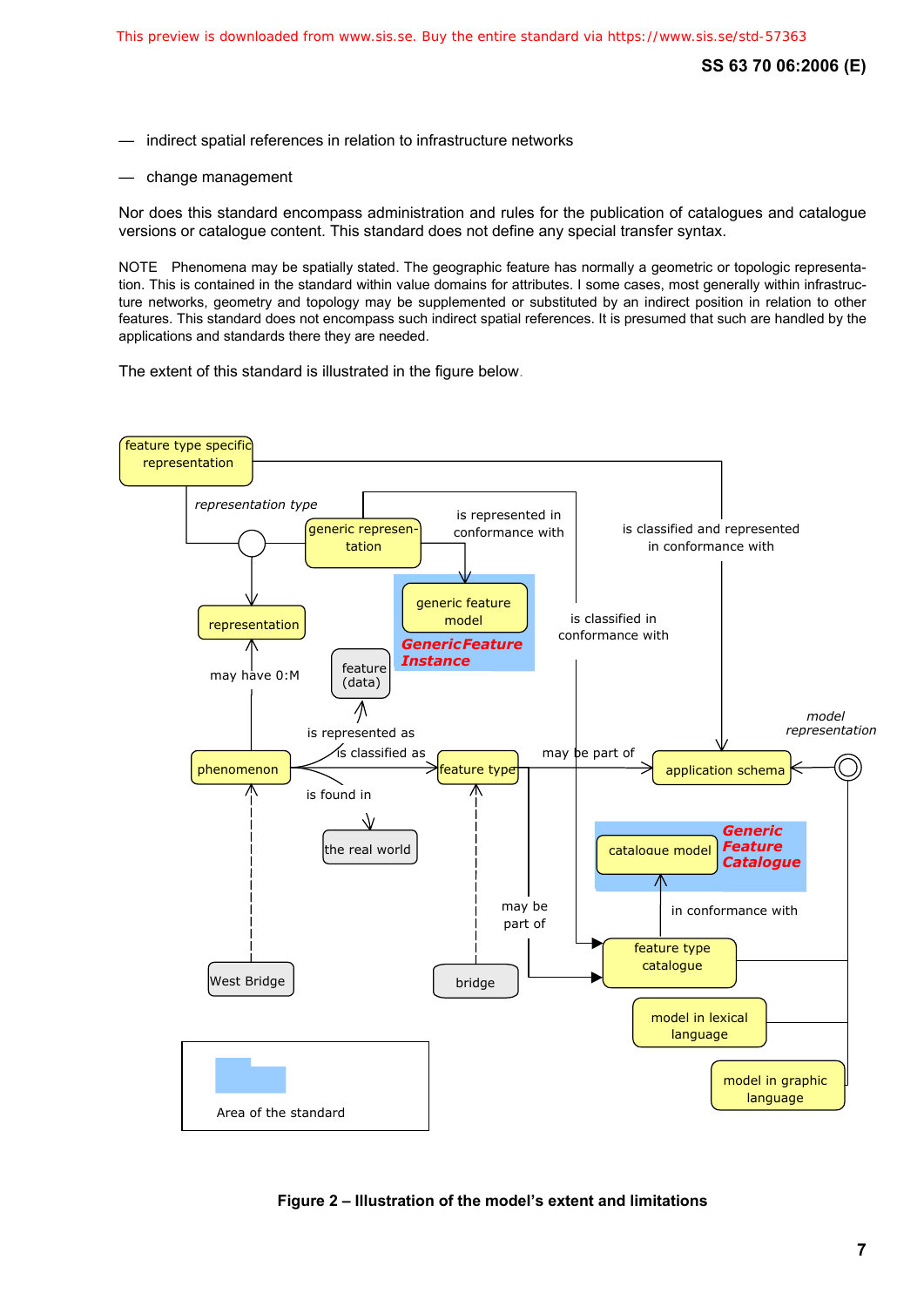— indirect spatial references in relation to infrastructure networks

— change management

Nor does this standard encompass administration and rules for the publication of catalogues and catalogue versions or catalogue content. This standard does not define any special transfer syntax.

NOTE Phenomena may be spatially stated. The geographic feature has normally a geometric or topologic representation. This is contained in the standard within value domains for attributes. I some cases, most generally within infrastructure networks, geometry and topology may be supplemented or substituted by an indirect position in relation to other features. This standard does not encompass such indirect spatial references. It is presumed that such are handled by the applications and standards there they are needed.

The extent of this standard is illustrated in the figure below.

**Figure 2 – Illustration of the model's extent and limitations**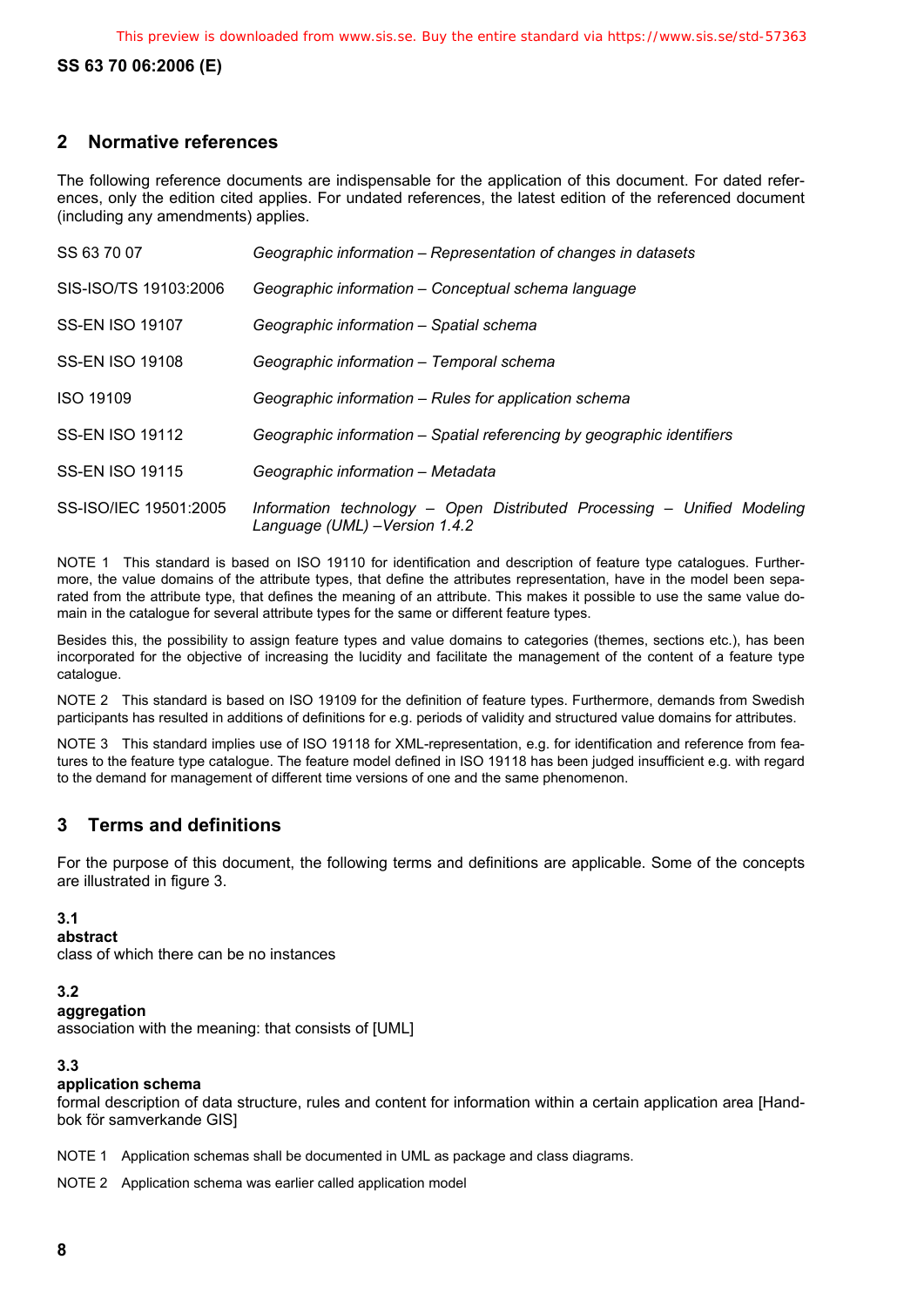## 2 Normative references

The following reference documents are indispensable for the application of this document. For dated references, only the edition cited applies. For undated references, the latest edition of the referenced document (including any amendments) applies.

| | |
|---|---|
| SS 63 70 07 | *Geographic information – Representation of changes in datasets* |
| SIS-ISO/TS 19103:2006 | *Geographic information – Conceptual schema language* |
| SS-EN ISO 19107 | *Geographic information – Spatial schema* |
| SS-EN ISO 19108 | *Geographic information – Temporal schema* |
| ISO 19109 | *Geographic information – Rules for application schema* |
| SS-EN ISO 19112 | *Geographic information – Spatial referencing by geographic identifiers* |
| SS-EN ISO 19115 | *Geographic information – Metadata* |
| SS-ISO/IEC 19501:2005 | *Information technology – Open Distributed Processing – Unified Modeling Language (UML) –Version 1.4.2* |

NOTE 1 This standard is based on ISO 19110 for identification and description of feature type catalogues. Furthermore, the value domains of the attribute types, that define the attributes representation, have in the model been separated from the attribute type, that defines the meaning of an attribute. This makes it possible to use the same value domain in the catalogue for several attribute types for the same or different feature types.

Besides this, the possibility to assign feature types and value domains to categories (themes, sections etc.), has been incorporated for the objective of increasing the lucidity and facilitate the management of the content of a feature type catalogue.

NOTE 2 This standard is based on ISO 19109 for the definition of feature types. Furthermore, demands from Swedish participants has resulted in additions of definitions for e.g. periods of validity and structured value domains for attributes.

NOTE 3 This standard implies use of ISO 19118 for XML-representation, e.g. for identification and reference from features to the feature type catalogue. The feature model defined in ISO 19118 has been judged insufficient e.g. with regard to the demand for management of different time versions of one and the same phenomenon.

## 3 Terms and definitions

For the purpose of this document, the following terms and definitions are applicable. Some of the concepts are illustrated in figure 3.

**3.1**
**abstract**
class of which there can be no instances

**3.2**
**aggregation**
association with the meaning: that consists of [UML]

**3.3**
**application schema**
formal description of data structure, rules and content for information within a certain application area [Handbok för samverkande GIS]

NOTE 1 Application schemas shall be documented in UML as package and class diagrams.

NOTE 2 Application schema was earlier called application model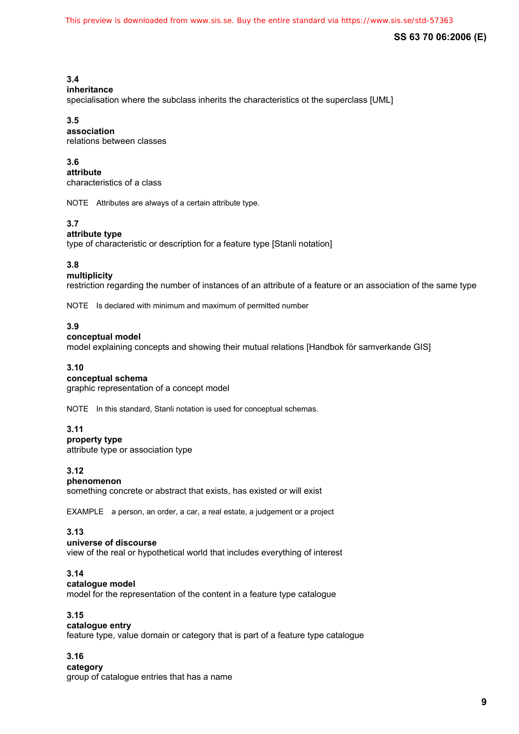**3.4**
**inheritance**
specialisation where the subclass inherits the characteristics ot the superclass [UML]

**3.5**
**association**
relations between classes

**3.6**
**attribute**
characteristics of a class

NOTE Attributes are always of a certain attribute type.

**3.7**
**attribute type**
type of characteristic or description for a feature type [Stanli notation]

**3.8**
**multiplicity**
restriction regarding the number of instances of an attribute of a feature or an association of the same type

NOTE Is declared with minimum and maximum of permitted number

**3.9**
**conceptual model**
model explaining concepts and showing their mutual relations [Handbok för samverkande GIS]

**3.10**
**conceptual schema**
graphic representation of a concept model

NOTE In this standard, Stanli notation is used for conceptual schemas.

**3.11**
**property type**
attribute type or association type

**3.12**
**phenomenon**
something concrete or abstract that exists, has existed or will exist

EXAMPLE a person, an order, a car, a real estate, a judgement or a project

**3.13**
**universe of discourse**
view of the real or hypothetical world that includes everything of interest

**3.14**
**catalogue model**
model for the representation of the content in a feature type catalogue

**3.15**
**catalogue entry**
feature type, value domain or category that is part of a feature type catalogue

**3.16**
**category**
group of catalogue entries that has a name